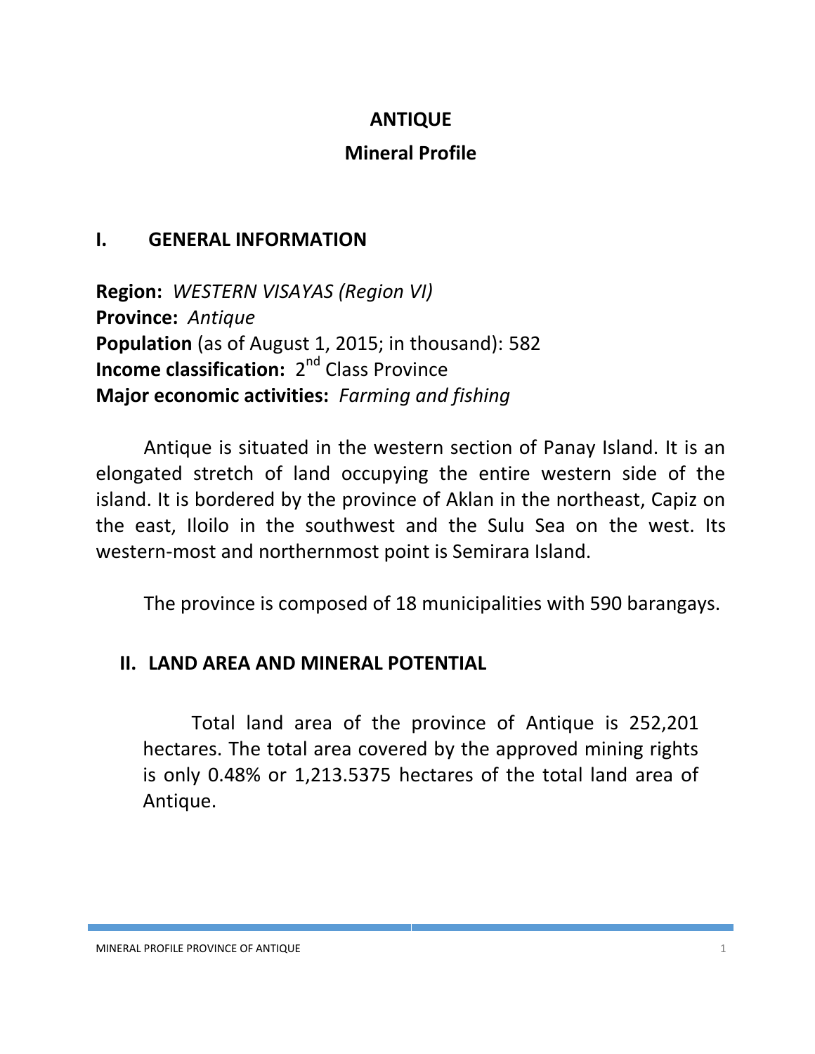# ANTIQUE

## Mineral Profile

## I. GENERAL INFORMATION

**Region:** *WESTERN VISAYAS (Region VI)*
**Province:** *Antique*
**Population** (as of August 1, 2015; in thousand): 582
**Income classification:** 2nd Class Province
**Major economic activities:** *Farming and fishing*

Antique is situated in the western section of Panay Island. It is an elongated stretch of land occupying the entire western side of the island. It is bordered by the province of Aklan in the northeast, Capiz on the east, Iloilo in the southwest and the Sulu Sea on the west. Its western-most and northernmost point is Semirara Island.

The province is composed of 18 municipalities with 590 barangays.

## II. LAND AREA AND MINERAL POTENTIAL

Total land area of the province of Antique is 252,201 hectares. The total area covered by the approved mining rights is only 0.48% or 1,213.5375 hectares of the total land area of Antique.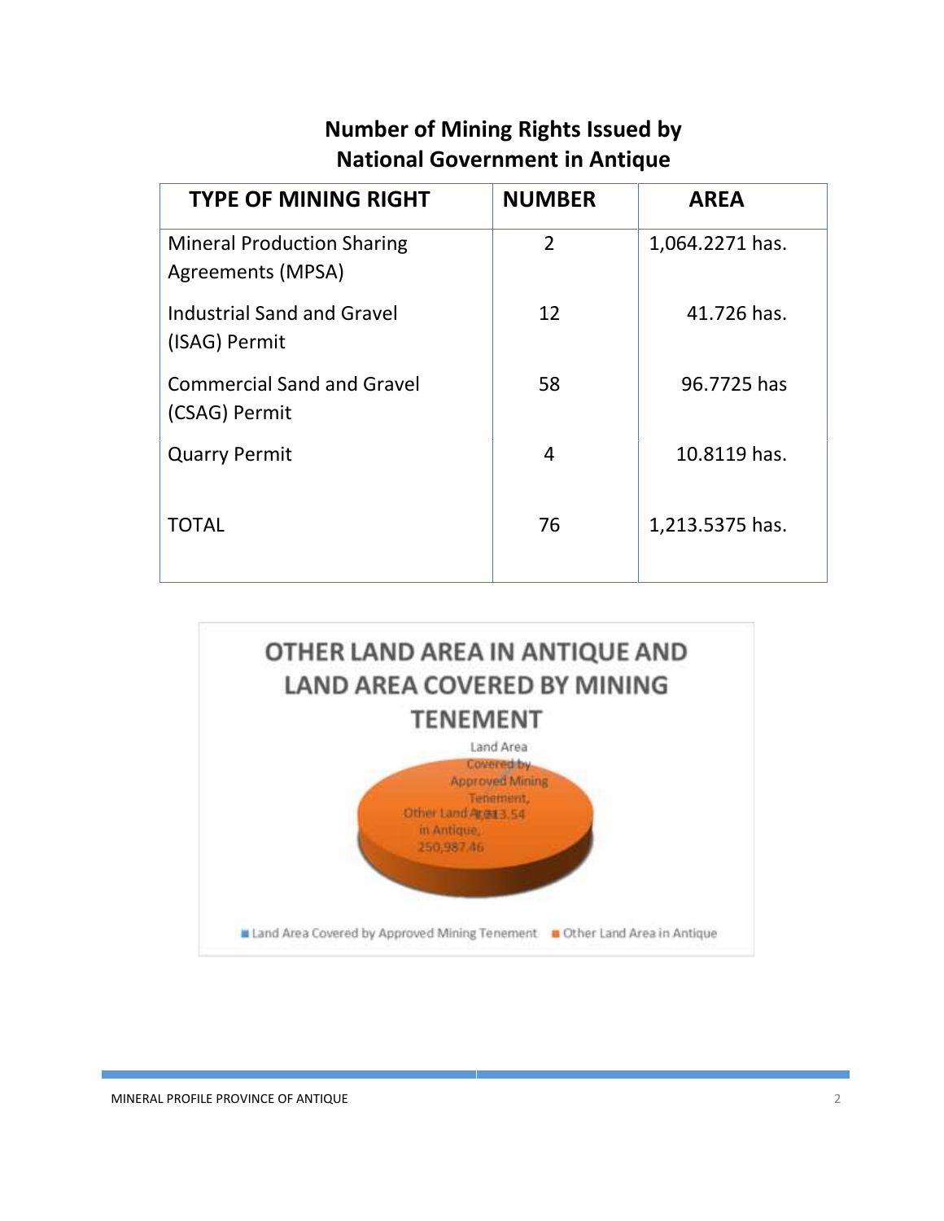## Number of Mining Rights Issued by National Government in Antique

| TYPE OF MINING RIGHT | NUMBER | AREA |
|---|---|---|
| Mineral Production Sharing Agreements (MPSA) | 2 | 1,064.2271 has. |
| Industrial Sand and Gravel (ISAG) Permit | 12 | 41.726 has. |
| Commercial Sand and Gravel (CSAG) Permit | 58 | 96.7725 has |
| Quarry Permit | 4 | 10.8119 has. |
| TOTAL | 76 | 1,213.5375 has. |

**OTHER LAND AREA IN ANTIQUE AND LAND AREA COVERED BY MINING TENEMENT**

Land Area Covered by Approved Mining Tenement, 1,213.54

Other Land Area in Antique, 250,987.46

■ Land Area Covered by Approved Mining Tenement ■ Other Land Area in Antique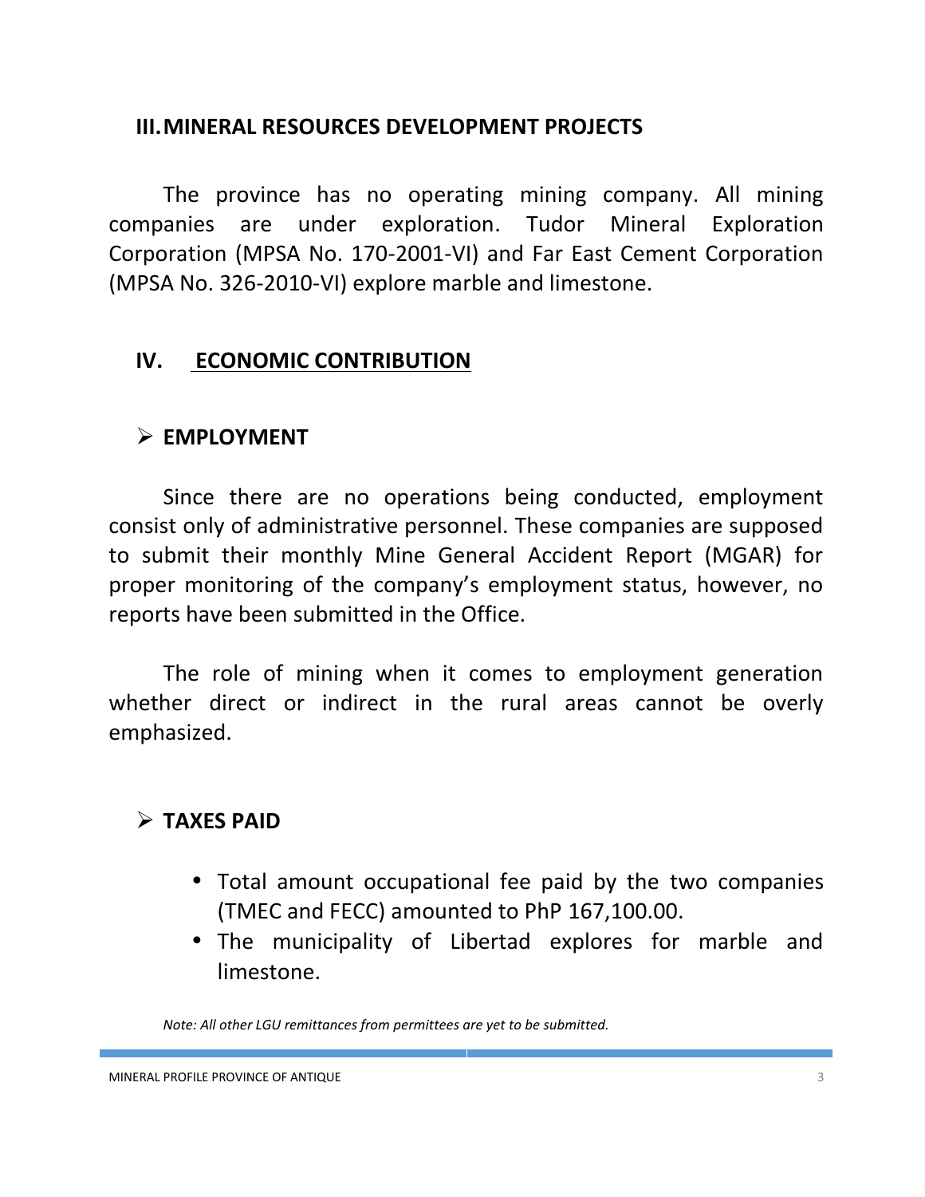## III. MINERAL RESOURCES DEVELOPMENT PROJECTS

The province has no operating mining company. All mining companies are under exploration. Tudor Mineral Exploration Corporation (MPSA No. 170-2001-VI) and Far East Cement Corporation (MPSA No. 326-2010-VI) explore marble and limestone.

## IV. ECONOMIC CONTRIBUTION

### ➢ EMPLOYMENT

Since there are no operations being conducted, employment consist only of administrative personnel. These companies are supposed to submit their monthly Mine General Accident Report (MGAR) for proper monitoring of the company's employment status, however, no reports have been submitted in the Office.

The role of mining when it comes to employment generation whether direct or indirect in the rural areas cannot be overly emphasized.

### ➢ TAXES PAID

- Total amount occupational fee paid by the two companies (TMEC and FECC) amounted to PhP 167,100.00.
- The municipality of Libertad explores for marble and limestone.

*Note: All other LGU remittances from permittees are yet to be submitted.*